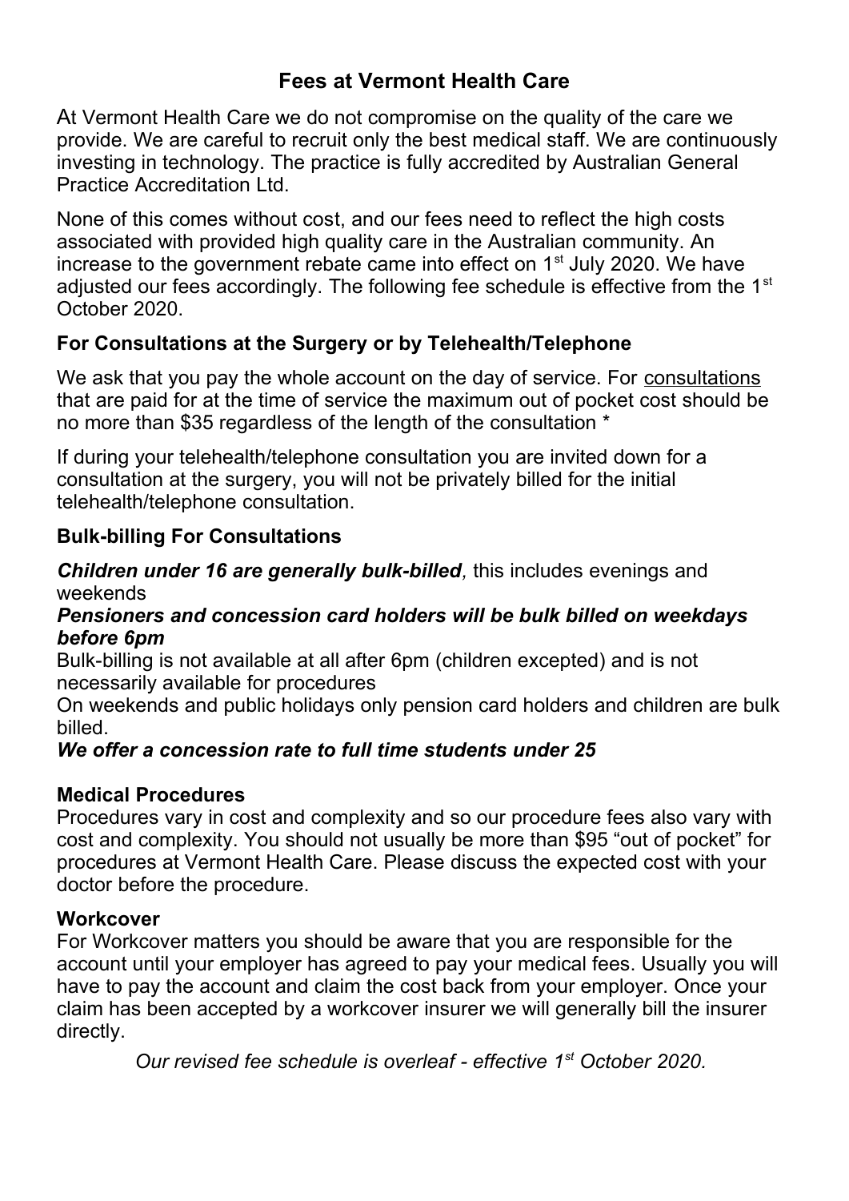# Fees at Vermont Health Care

At Vermont Health Care we do not compromise on the quality of the care we provide. We are careful to recruit only the best medical staff. We are continuously investing in technology. The practice is fully accredited by Australian General Practice Accreditation Ltd.

None of this comes without cost, and our fees need to reflect the high costs associated with provided high quality care in the Australian community. An increase to the government rebate came into effect on 1st July 2020. We have adjusted our fees accordingly. The following fee schedule is effective from the 1st October 2020.

### For Consultations at the Surgery or by Telehealth/Telephone

We ask that you pay the whole account on the day of service. For consultations that are paid for at the time of service the maximum out of pocket cost should be no more than $35 regardless of the length of the consultation *

If during your telehealth/telephone consultation you are invited down for a consultation at the surgery, you will not be privately billed for the initial telehealth/telephone consultation.

### Bulk-billing For Consultations

***Children under 16 are generally bulk-billed****,* this includes evenings and weekends

***Pensioners and concession card holders will be bulk billed on weekdays before 6pm***

Bulk-billing is not available at all after 6pm (children excepted) and is not necessarily available for procedures

On weekends and public holidays only pension card holders and children are bulk billed.

***We offer a concession rate to full time students under 25***

### Medical Procedures

Procedures vary in cost and complexity and so our procedure fees also vary with cost and complexity. You should not usually be more than $95 "out of pocket" for procedures at Vermont Health Care. Please discuss the expected cost with your doctor before the procedure.

### Workcover

For Workcover matters you should be aware that you are responsible for the account until your employer has agreed to pay your medical fees. Usually you will have to pay the account and claim the cost back from your employer. Once your claim has been accepted by a workcover insurer we will generally bill the insurer directly.

*Our revised fee schedule is overleaf - effective 1st October 2020.*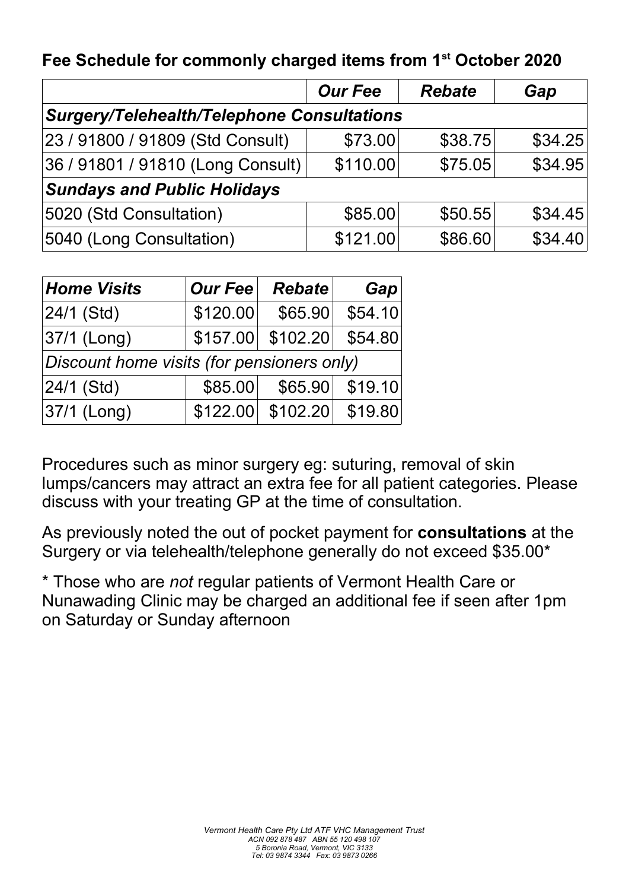## Fee Schedule for commonly charged items from 1st October 2020

| | *Our Fee* | *Rebate* | *Gap* |
|---|---|---|---|
| ***Surgery/Telehealth/Telephone Consultations*** | | | |
| 23 / 91800 / 91809 (Std Consult) | $73.00 | $38.75 | $34.25 |
| 36 / 91801 / 91810 (Long Consult) | $110.00 | $75.05 | $34.95 |
| ***Sundays and Public Holidays*** | | | |
| 5020 (Std Consultation) | $85.00 | $50.55 | $34.45 |
| 5040 (Long Consultation) | $121.00 | $86.60 | $34.40 |

| *Home Visits* | *Our Fee* | *Rebate* | *Gap* |
|---|---|---|---|
| 24/1 (Std) | $120.00 | $65.90 | $54.10 |
| 37/1 (Long) | $157.00 | $102.20 | $54.80 |
| *Discount home visits (for pensioners only)* | | | |
| 24/1 (Std) | $85.00 | $65.90 | $19.10 |
| 37/1 (Long) | $122.00 | $102.20 | $19.80 |

Procedures such as minor surgery eg: suturing, removal of skin lumps/cancers may attract an extra fee for all patient categories. Please discuss with your treating GP at the time of consultation.

As previously noted the out of pocket payment for **consultations** at the Surgery or via telehealth/telephone generally do not exceed $35.00*

* Those who are *not* regular patients of Vermont Health Care or Nunawading Clinic may be charged an additional fee if seen after 1pm on Saturday or Sunday afternoon

*Vermont Health Care Pty Ltd ATF VHC Management Trust*
*ACN 092 878 487 ABN 55 120 498 107*
*5 Boronia Road, Vermont, VIC 3133*
*Tel: 03 9874 3344 Fax: 03 9873 0266*